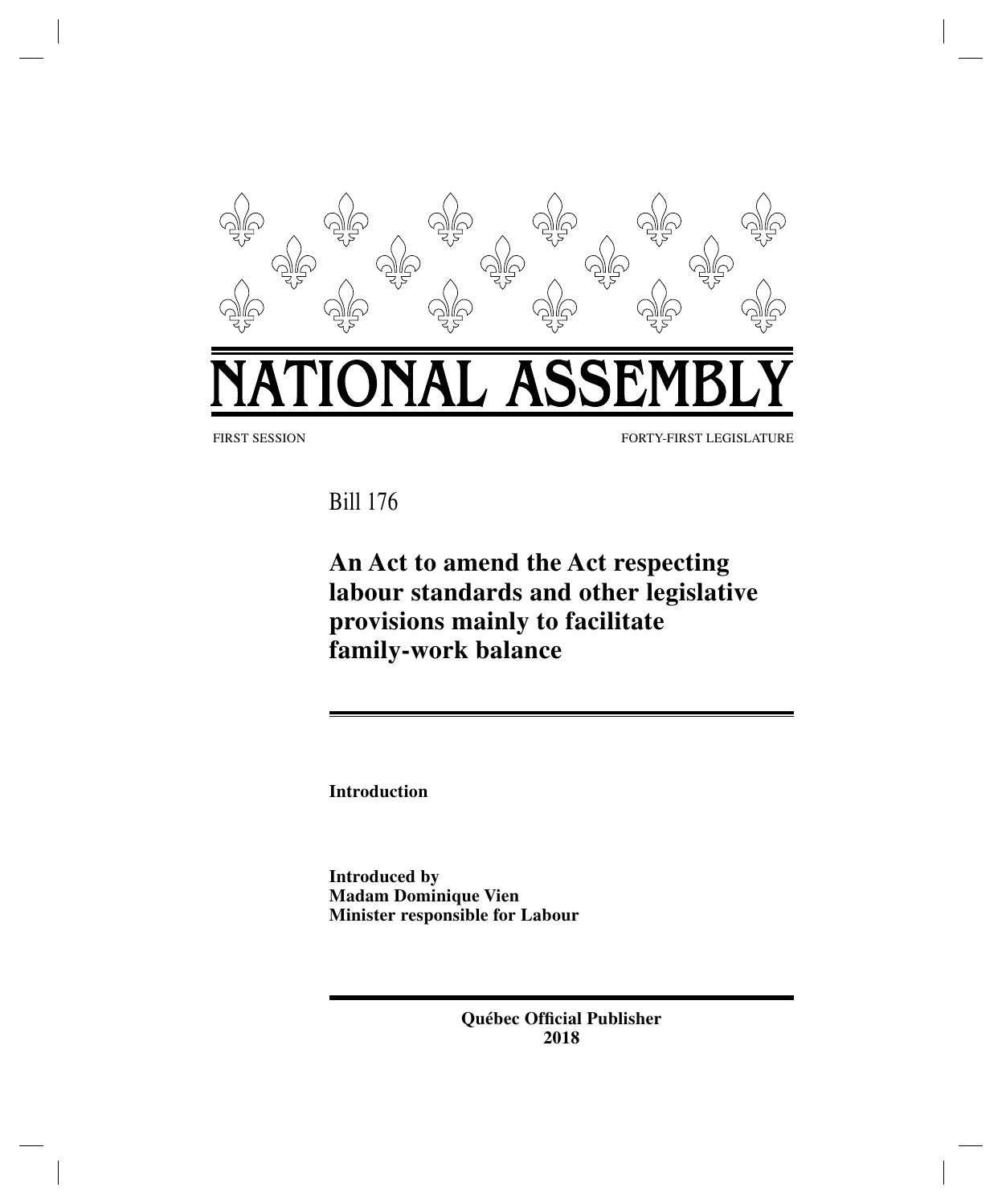# NATIONAL ASSEMBLY

FIRST SESSION FORTY-FIRST LEGISLATURE

Bill 176

## An Act to amend the Act respecting labour standards and other legislative provisions mainly to facilitate family-work balance

**Introduction**

**Introduced by**
**Madam Dominique Vien**
**Minister responsible for Labour**

**Québec Official Publisher**
**2018**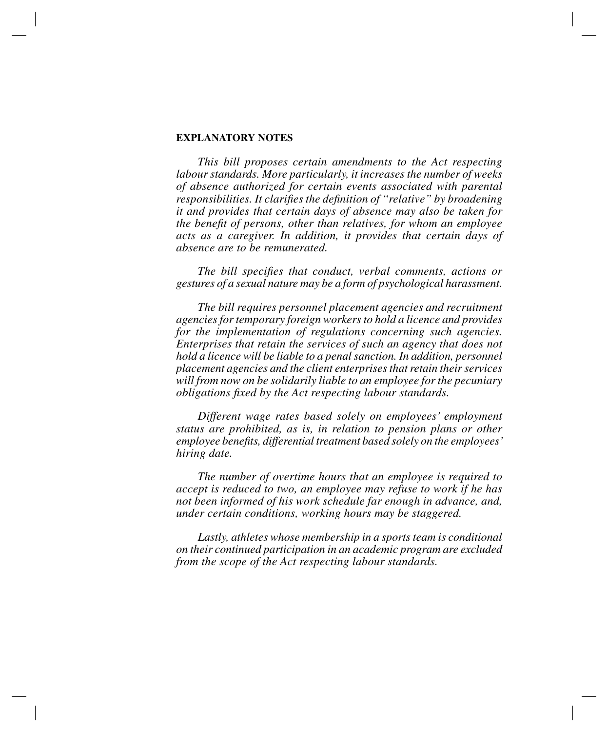**EXPLANATORY NOTES**

*This bill proposes certain amendments to the Act respecting labour standards. More particularly, it increases the number of weeks of absence authorized for certain events associated with parental responsibilities. It clarifies the definition of "relative" by broadening it and provides that certain days of absence may also be taken for the benefit of persons, other than relatives, for whom an employee acts as a caregiver. In addition, it provides that certain days of absence are to be remunerated.*

*The bill specifies that conduct, verbal comments, actions or gestures of a sexual nature may be a form of psychological harassment.*

*The bill requires personnel placement agencies and recruitment agencies for temporary foreign workers to hold a licence and provides for the implementation of regulations concerning such agencies. Enterprises that retain the services of such an agency that does not hold a licence will be liable to a penal sanction. In addition, personnel placement agencies and the client enterprises that retain their services will from now on be solidarily liable to an employee for the pecuniary obligations fixed by the Act respecting labour standards.*

*Different wage rates based solely on employees' employment status are prohibited, as is, in relation to pension plans or other employee benefits, differential treatment based solely on the employees' hiring date.*

*The number of overtime hours that an employee is required to accept is reduced to two, an employee may refuse to work if he has not been informed of his work schedule far enough in advance, and, under certain conditions, working hours may be staggered.*

*Lastly, athletes whose membership in a sports team is conditional on their continued participation in an academic program are excluded from the scope of the Act respecting labour standards.*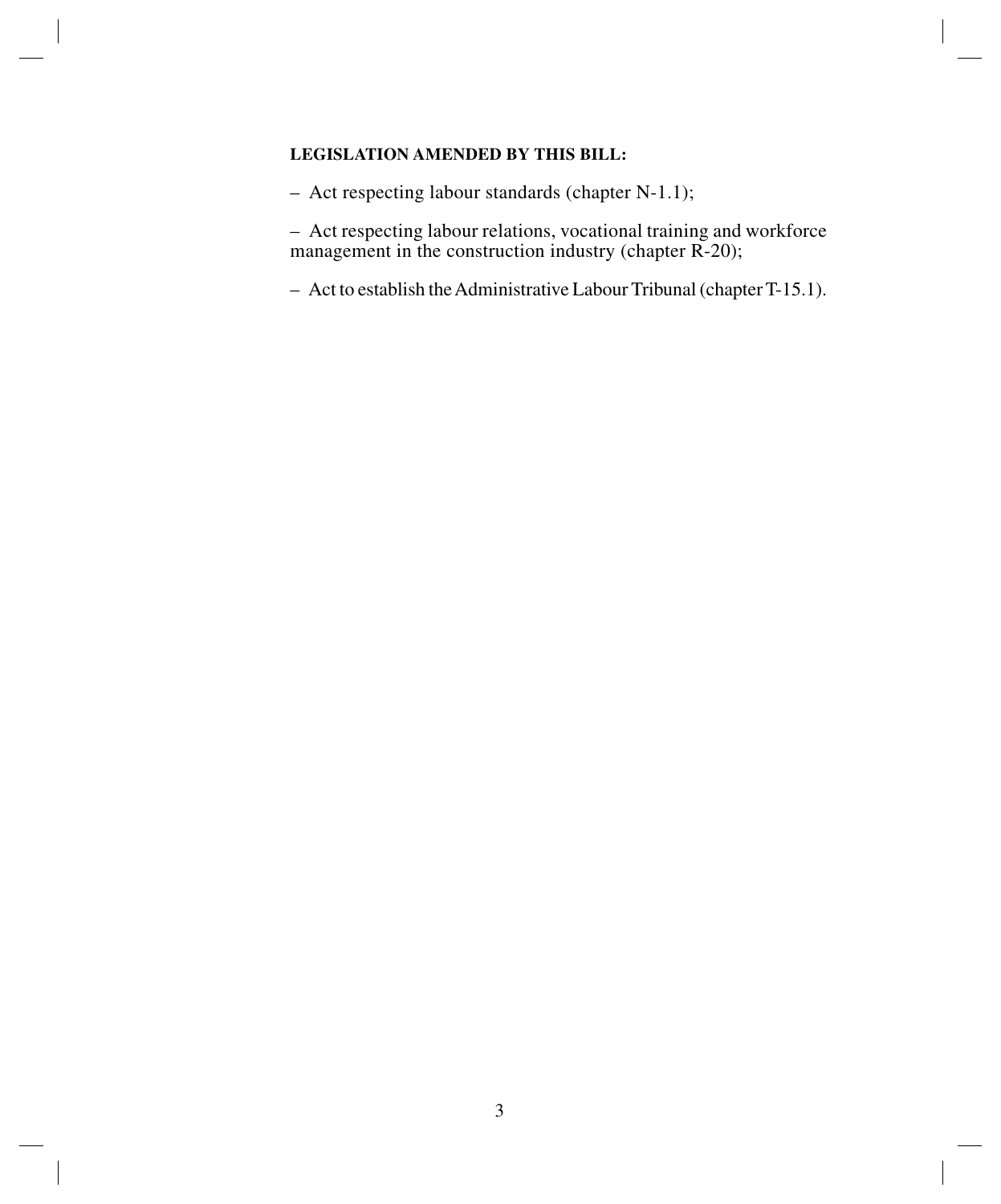**LEGISLATION AMENDED BY THIS BILL:**

– Act respecting labour standards (chapter N-1.1);

– Act respecting labour relations, vocational training and workforce management in the construction industry (chapter R-20);

– Act to establish the Administrative Labour Tribunal (chapter T-15.1).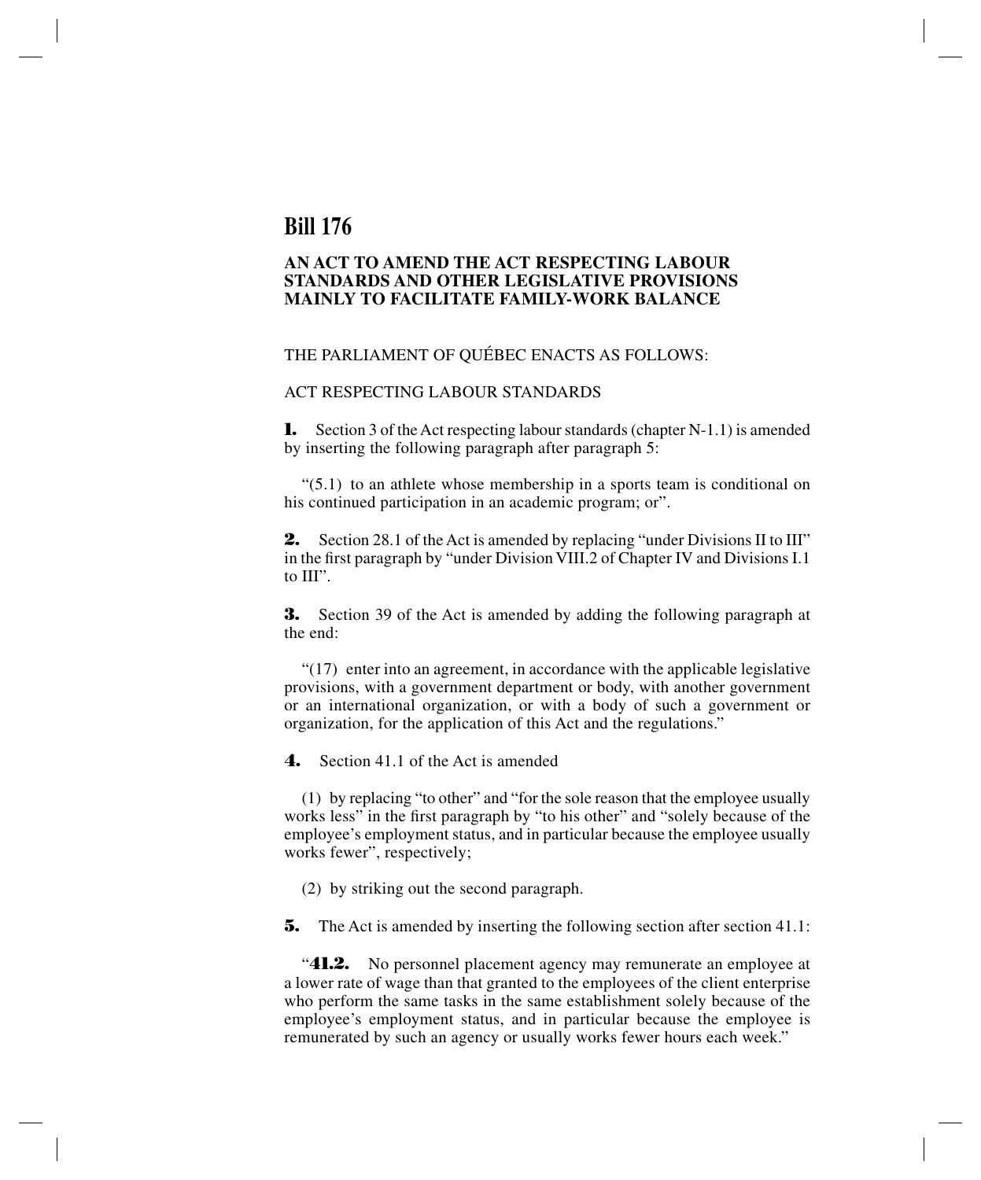# Bill 176

## AN ACT TO AMEND THE ACT RESPECTING LABOUR STANDARDS AND OTHER LEGISLATIVE PROVISIONS MAINLY TO FACILITATE FAMILY-WORK BALANCE

THE PARLIAMENT OF QUÉBEC ENACTS AS FOLLOWS:

ACT RESPECTING LABOUR STANDARDS

**1.** Section 3 of the Act respecting labour standards (chapter N-1.1) is amended by inserting the following paragraph after paragraph 5:

"(5.1) to an athlete whose membership in a sports team is conditional on his continued participation in an academic program; or".

**2.** Section 28.1 of the Act is amended by replacing "under Divisions II to III" in the first paragraph by "under Division VIII.2 of Chapter IV and Divisions I.1 to III".

**3.** Section 39 of the Act is amended by adding the following paragraph at the end:

"(17) enter into an agreement, in accordance with the applicable legislative provisions, with a government department or body, with another government or an international organization, or with a body of such a government or organization, for the application of this Act and the regulations."

**4.** Section 41.1 of the Act is amended

(1) by replacing "to other" and "for the sole reason that the employee usually works less" in the first paragraph by "to his other" and "solely because of the employee's employment status, and in particular because the employee usually works fewer", respectively;

(2) by striking out the second paragraph.

**5.** The Act is amended by inserting the following section after section 41.1:

"**41.2.** No personnel placement agency may remunerate an employee at a lower rate of wage than that granted to the employees of the client enterprise who perform the same tasks in the same establishment solely because of the employee's employment status, and in particular because the employee is remunerated by such an agency or usually works fewer hours each week."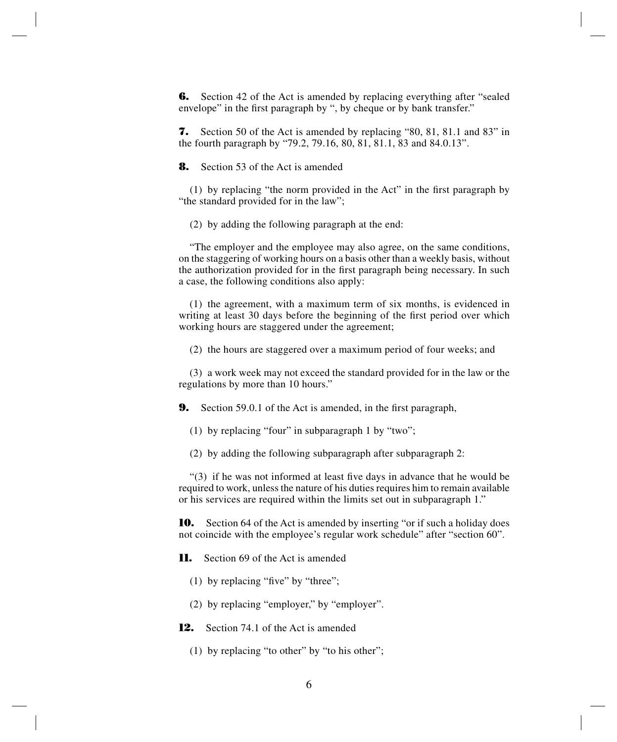**6.** Section 42 of the Act is amended by replacing everything after "sealed envelope" in the first paragraph by ", by cheque or by bank transfer."

**7.** Section 50 of the Act is amended by replacing "80, 81, 81.1 and 83" in the fourth paragraph by "79.2, 79.16, 80, 81, 81.1, 83 and 84.0.13".

**8.** Section 53 of the Act is amended

(1) by replacing "the norm provided in the Act" in the first paragraph by "the standard provided for in the law";

(2) by adding the following paragraph at the end:

"The employer and the employee may also agree, on the same conditions, on the staggering of working hours on a basis other than a weekly basis, without the authorization provided for in the first paragraph being necessary. In such a case, the following conditions also apply:

(1) the agreement, with a maximum term of six months, is evidenced in writing at least 30 days before the beginning of the first period over which working hours are staggered under the agreement;

(2) the hours are staggered over a maximum period of four weeks; and

(3) a work week may not exceed the standard provided for in the law or the regulations by more than 10 hours."

**9.** Section 59.0.1 of the Act is amended, in the first paragraph,

(1) by replacing "four" in subparagraph 1 by "two";

(2) by adding the following subparagraph after subparagraph 2:

"(3) if he was not informed at least five days in advance that he would be required to work, unless the nature of his duties requires him to remain available or his services are required within the limits set out in subparagraph 1."

**10.** Section 64 of the Act is amended by inserting "or if such a holiday does not coincide with the employee's regular work schedule" after "section 60".

**11.** Section 69 of the Act is amended

(1) by replacing "five" by "three";

(2) by replacing "employer," by "employer".

**12.** Section 74.1 of the Act is amended

(1) by replacing "to other" by "to his other";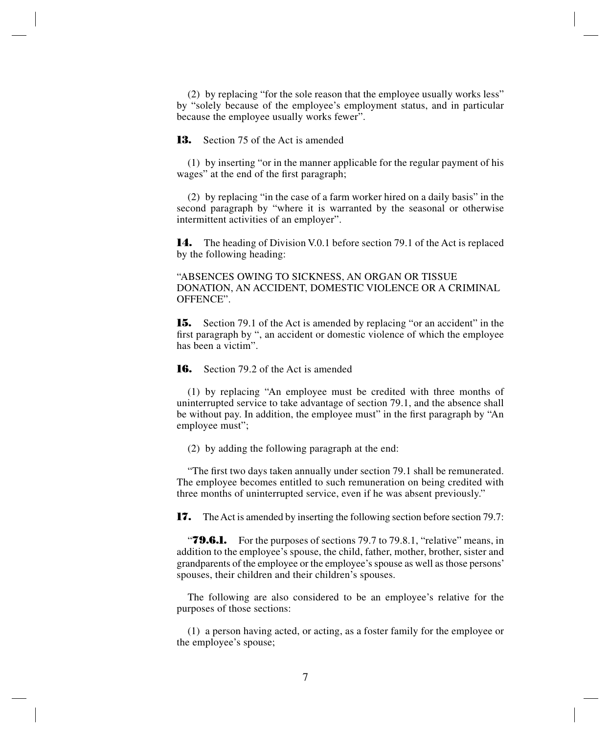(2) by replacing “for the sole reason that the employee usually works less” by “solely because of the employee’s employment status, and in particular because the employee usually works fewer”.

**13.** Section 75 of the Act is amended

(1) by inserting “or in the manner applicable for the regular payment of his wages” at the end of the first paragraph;

(2) by replacing “in the case of a farm worker hired on a daily basis” in the second paragraph by “where it is warranted by the seasonal or otherwise intermittent activities of an employer”.

**14.** The heading of Division V.0.1 before section 79.1 of the Act is replaced by the following heading:

“ABSENCES OWING TO SICKNESS, AN ORGAN OR TISSUE DONATION, AN ACCIDENT, DOMESTIC VIOLENCE OR A CRIMINAL OFFENCE”.

**15.** Section 79.1 of the Act is amended by replacing “or an accident” in the first paragraph by “, an accident or domestic violence of which the employee has been a victim”.

**16.** Section 79.2 of the Act is amended

(1) by replacing “An employee must be credited with three months of uninterrupted service to take advantage of section 79.1, and the absence shall be without pay. In addition, the employee must” in the first paragraph by “An employee must”;

(2) by adding the following paragraph at the end:

“The first two days taken annually under section 79.1 shall be remunerated. The employee becomes entitled to such remuneration on being credited with three months of uninterrupted service, even if he was absent previously.”

**17.** The Act is amended by inserting the following section before section 79.7:

“**79.6.1.** For the purposes of sections 79.7 to 79.8.1, “relative” means, in addition to the employee’s spouse, the child, father, mother, brother, sister and grandparents of the employee or the employee’s spouse as well as those persons’ spouses, their children and their children’s spouses.

The following are also considered to be an employee’s relative for the purposes of those sections:

(1) a person having acted, or acting, as a foster family for the employee or the employee’s spouse;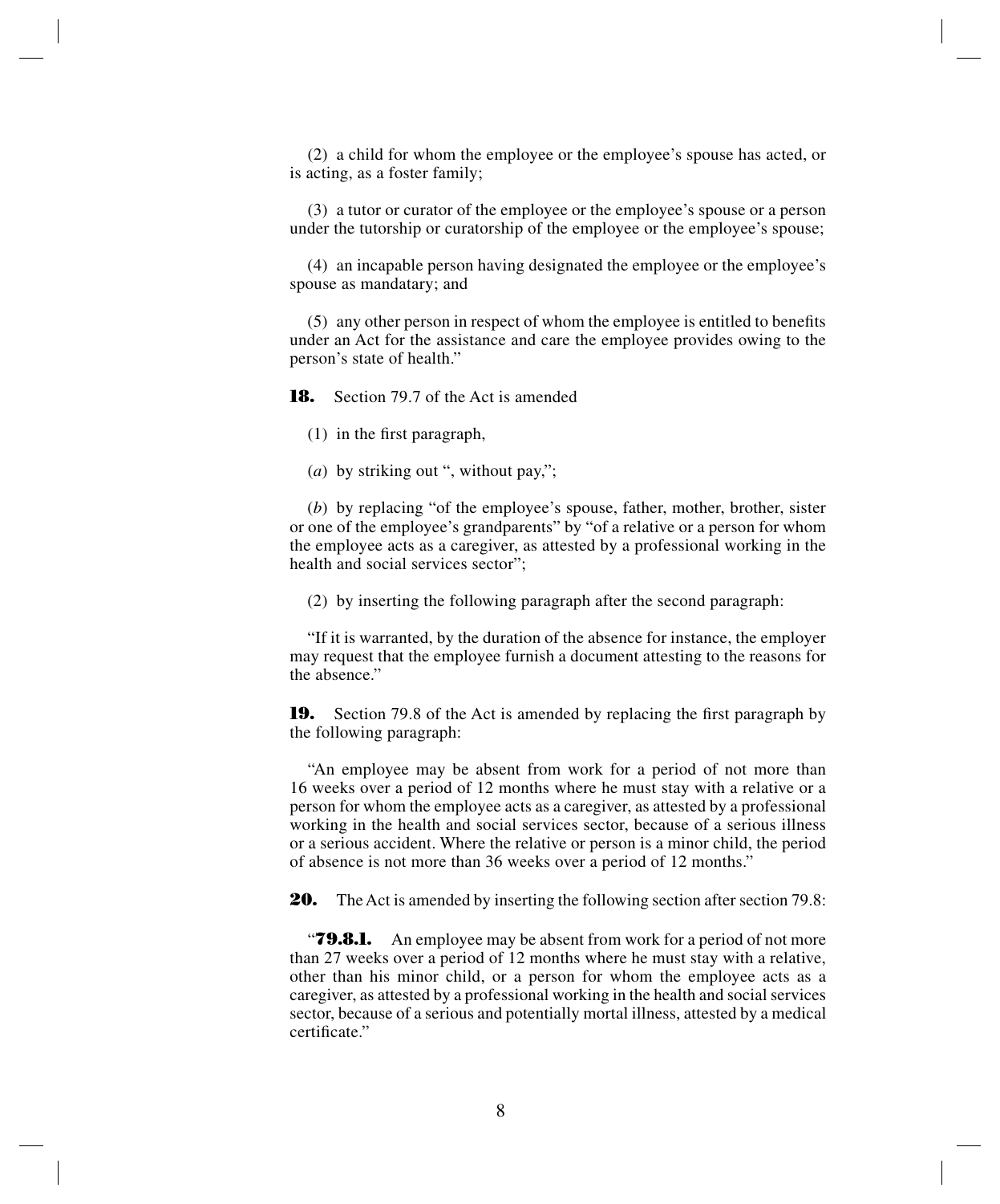(2) a child for whom the employee or the employee's spouse has acted, or is acting, as a foster family;

(3) a tutor or curator of the employee or the employee's spouse or a person under the tutorship or curatorship of the employee or the employee's spouse;

(4) an incapable person having designated the employee or the employee's spouse as mandatary; and

(5) any other person in respect of whom the employee is entitled to benefits under an Act for the assistance and care the employee provides owing to the person's state of health."

**18.** Section 79.7 of the Act is amended

(1) in the first paragraph,

(*a*) by striking out ", without pay,";

(*b*) by replacing "of the employee's spouse, father, mother, brother, sister or one of the employee's grandparents" by "of a relative or a person for whom the employee acts as a caregiver, as attested by a professional working in the health and social services sector";

(2) by inserting the following paragraph after the second paragraph:

"If it is warranted, by the duration of the absence for instance, the employer may request that the employee furnish a document attesting to the reasons for the absence."

**19.** Section 79.8 of the Act is amended by replacing the first paragraph by the following paragraph:

"An employee may be absent from work for a period of not more than 16 weeks over a period of 12 months where he must stay with a relative or a person for whom the employee acts as a caregiver, as attested by a professional working in the health and social services sector, because of a serious illness or a serious accident. Where the relative or person is a minor child, the period of absence is not more than 36 weeks over a period of 12 months."

**20.** The Act is amended by inserting the following section after section 79.8:

"**79.8.1.** An employee may be absent from work for a period of not more than 27 weeks over a period of 12 months where he must stay with a relative, other than his minor child, or a person for whom the employee acts as a caregiver, as attested by a professional working in the health and social services sector, because of a serious and potentially mortal illness, attested by a medical certificate."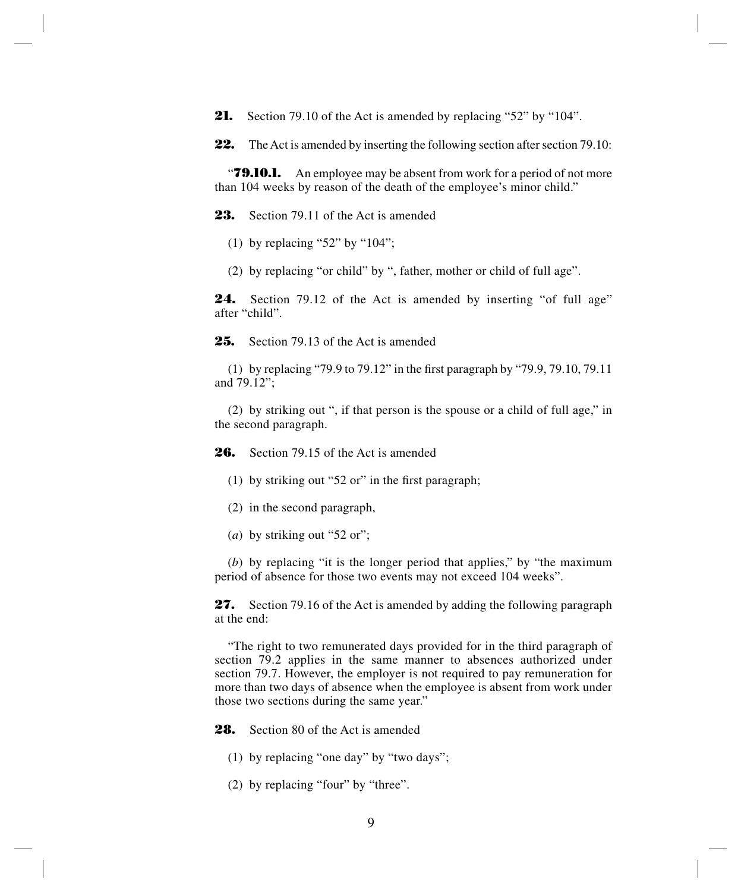**21.** Section 79.10 of the Act is amended by replacing "52" by "104".

**22.** The Act is amended by inserting the following section after section 79.10:

"**79.10.1.** An employee may be absent from work for a period of not more than 104 weeks by reason of the death of the employee's minor child."

**23.** Section 79.11 of the Act is amended

(1) by replacing "52" by "104";

(2) by replacing "or child" by ", father, mother or child of full age".

**24.** Section 79.12 of the Act is amended by inserting "of full age" after "child".

**25.** Section 79.13 of the Act is amended

(1) by replacing "79.9 to 79.12" in the first paragraph by "79.9, 79.10, 79.11 and 79.12";

(2) by striking out ", if that person is the spouse or a child of full age," in the second paragraph.

**26.** Section 79.15 of the Act is amended

(1) by striking out "52 or" in the first paragraph;

(2) in the second paragraph,

(*a*) by striking out "52 or";

(*b*) by replacing "it is the longer period that applies," by "the maximum period of absence for those two events may not exceed 104 weeks".

**27.** Section 79.16 of the Act is amended by adding the following paragraph at the end:

"The right to two remunerated days provided for in the third paragraph of section 79.2 applies in the same manner to absences authorized under section 79.7. However, the employer is not required to pay remuneration for more than two days of absence when the employee is absent from work under those two sections during the same year."

**28.** Section 80 of the Act is amended

(1) by replacing "one day" by "two days";

(2) by replacing "four" by "three".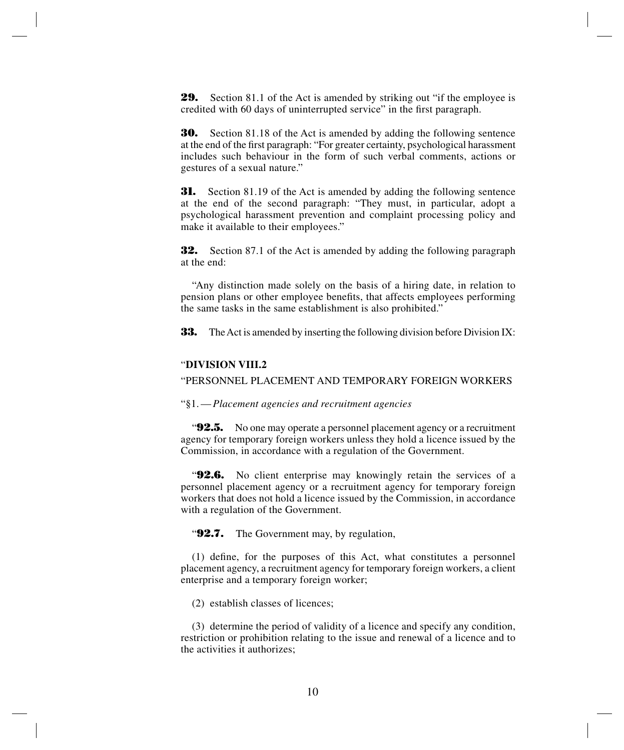**29.** Section 81.1 of the Act is amended by striking out "if the employee is credited with 60 days of uninterrupted service" in the first paragraph.

**30.** Section 81.18 of the Act is amended by adding the following sentence at the end of the first paragraph: "For greater certainty, psychological harassment includes such behaviour in the form of such verbal comments, actions or gestures of a sexual nature."

**31.** Section 81.19 of the Act is amended by adding the following sentence at the end of the second paragraph: "They must, in particular, adopt a psychological harassment prevention and complaint processing policy and make it available to their employees."

**32.** Section 87.1 of the Act is amended by adding the following paragraph at the end:

"Any distinction made solely on the basis of a hiring date, in relation to pension plans or other employee benefits, that affects employees performing the same tasks in the same establishment is also prohibited."

**33.** The Act is amended by inserting the following division before Division IX:

"**DIVISION VIII.2**

"PERSONNEL PLACEMENT AND TEMPORARY FOREIGN WORKERS

"§1. — *Placement agencies and recruitment agencies*

"**92.5.** No one may operate a personnel placement agency or a recruitment agency for temporary foreign workers unless they hold a licence issued by the Commission, in accordance with a regulation of the Government.

"**92.6.** No client enterprise may knowingly retain the services of a personnel placement agency or a recruitment agency for temporary foreign workers that does not hold a licence issued by the Commission, in accordance with a regulation of the Government.

"**92.7.** The Government may, by regulation,

(1) define, for the purposes of this Act, what constitutes a personnel placement agency, a recruitment agency for temporary foreign workers, a client enterprise and a temporary foreign worker;

(2) establish classes of licences;

(3) determine the period of validity of a licence and specify any condition, restriction or prohibition relating to the issue and renewal of a licence and to the activities it authorizes;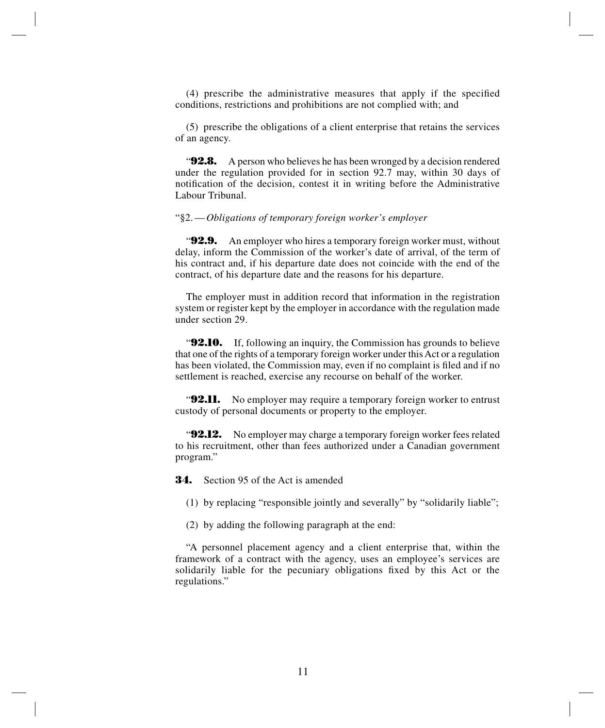(4) prescribe the administrative measures that apply if the specified conditions, restrictions and prohibitions are not complied with; and

(5) prescribe the obligations of a client enterprise that retains the services of an agency.

"**92.8.** A person who believes he has been wronged by a decision rendered under the regulation provided for in section 92.7 may, within 30 days of notification of the decision, contest it in writing before the Administrative Labour Tribunal.

"§2. — *Obligations of temporary foreign worker's employer*

"**92.9.** An employer who hires a temporary foreign worker must, without delay, inform the Commission of the worker's date of arrival, of the term of his contract and, if his departure date does not coincide with the end of the contract, of his departure date and the reasons for his departure.

The employer must in addition record that information in the registration system or register kept by the employer in accordance with the regulation made under section 29.

"**92.10.** If, following an inquiry, the Commission has grounds to believe that one of the rights of a temporary foreign worker under this Act or a regulation has been violated, the Commission may, even if no complaint is filed and if no settlement is reached, exercise any recourse on behalf of the worker.

"**92.11.** No employer may require a temporary foreign worker to entrust custody of personal documents or property to the employer.

"**92.12.** No employer may charge a temporary foreign worker fees related to his recruitment, other than fees authorized under a Canadian government program."

**34.** Section 95 of the Act is amended

(1) by replacing "responsible jointly and severally" by "solidarily liable";

(2) by adding the following paragraph at the end:

"A personnel placement agency and a client enterprise that, within the framework of a contract with the agency, uses an employee's services are solidarily liable for the pecuniary obligations fixed by this Act or the regulations."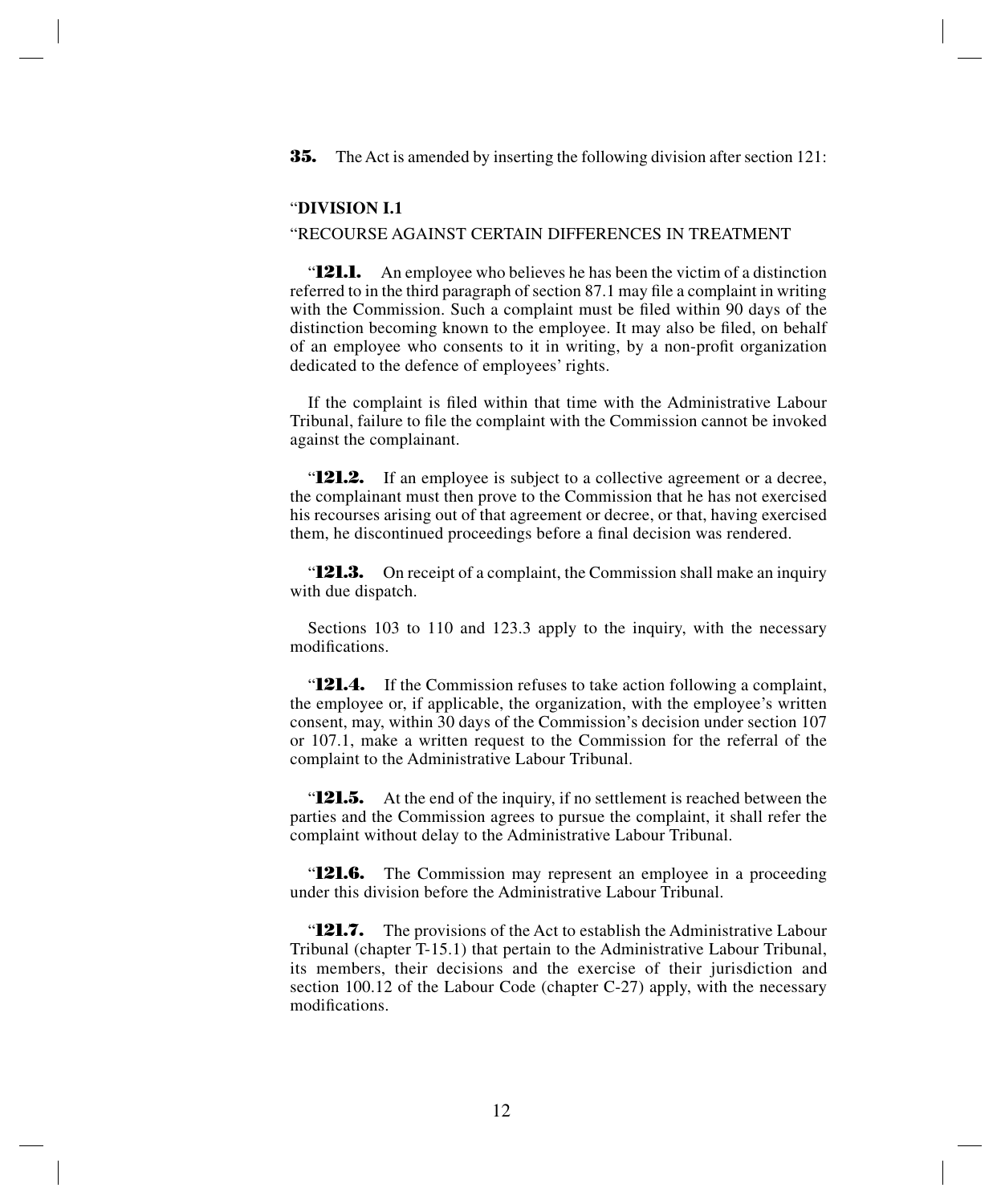**35.** The Act is amended by inserting the following division after section 121:

“**DIVISION I.1**

“RECOURSE AGAINST CERTAIN DIFFERENCES IN TREATMENT

“**121.1.** An employee who believes he has been the victim of a distinction referred to in the third paragraph of section 87.1 may file a complaint in writing with the Commission. Such a complaint must be filed within 90 days of the distinction becoming known to the employee. It may also be filed, on behalf of an employee who consents to it in writing, by a non-profit organization dedicated to the defence of employees’ rights.

If the complaint is filed within that time with the Administrative Labour Tribunal, failure to file the complaint with the Commission cannot be invoked against the complainant.

“**121.2.** If an employee is subject to a collective agreement or a decree, the complainant must then prove to the Commission that he has not exercised his recourses arising out of that agreement or decree, or that, having exercised them, he discontinued proceedings before a final decision was rendered.

“**121.3.** On receipt of a complaint, the Commission shall make an inquiry with due dispatch.

Sections 103 to 110 and 123.3 apply to the inquiry, with the necessary modifications.

“**121.4.** If the Commission refuses to take action following a complaint, the employee or, if applicable, the organization, with the employee’s written consent, may, within 30 days of the Commission’s decision under section 107 or 107.1, make a written request to the Commission for the referral of the complaint to the Administrative Labour Tribunal.

“**121.5.** At the end of the inquiry, if no settlement is reached between the parties and the Commission agrees to pursue the complaint, it shall refer the complaint without delay to the Administrative Labour Tribunal.

“**121.6.** The Commission may represent an employee in a proceeding under this division before the Administrative Labour Tribunal.

“**121.7.** The provisions of the Act to establish the Administrative Labour Tribunal (chapter T-15.1) that pertain to the Administrative Labour Tribunal, its members, their decisions and the exercise of their jurisdiction and section 100.12 of the Labour Code (chapter C-27) apply, with the necessary modifications.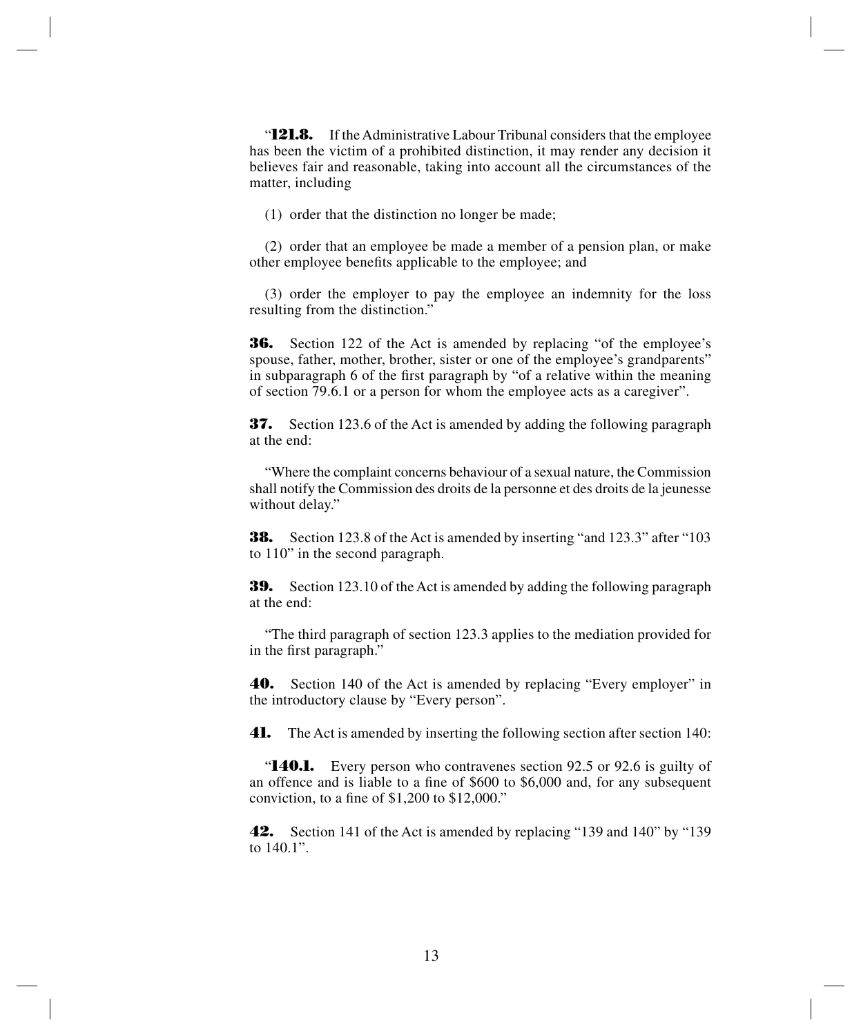"**121.8.** If the Administrative Labour Tribunal considers that the employee has been the victim of a prohibited distinction, it may render any decision it believes fair and reasonable, taking into account all the circumstances of the matter, including

(1) order that the distinction no longer be made;

(2) order that an employee be made a member of a pension plan, or make other employee benefits applicable to the employee; and

(3) order the employer to pay the employee an indemnity for the loss resulting from the distinction."

**36.** Section 122 of the Act is amended by replacing "of the employee's spouse, father, mother, brother, sister or one of the employee's grandparents" in subparagraph 6 of the first paragraph by "of a relative within the meaning of section 79.6.1 or a person for whom the employee acts as a caregiver".

**37.** Section 123.6 of the Act is amended by adding the following paragraph at the end:

"Where the complaint concerns behaviour of a sexual nature, the Commission shall notify the Commission des droits de la personne et des droits de la jeunesse without delay."

**38.** Section 123.8 of the Act is amended by inserting "and 123.3" after "103 to 110" in the second paragraph.

**39.** Section 123.10 of the Act is amended by adding the following paragraph at the end:

"The third paragraph of section 123.3 applies to the mediation provided for in the first paragraph."

**40.** Section 140 of the Act is amended by replacing "Every employer" in the introductory clause by "Every person".

**41.** The Act is amended by inserting the following section after section 140:

"**140.1.** Every person who contravenes section 92.5 or 92.6 is guilty of an offence and is liable to a fine of $600 to $6,000 and, for any subsequent conviction, to a fine of $1,200 to $12,000."

**42.** Section 141 of the Act is amended by replacing "139 and 140" by "139 to 140.1".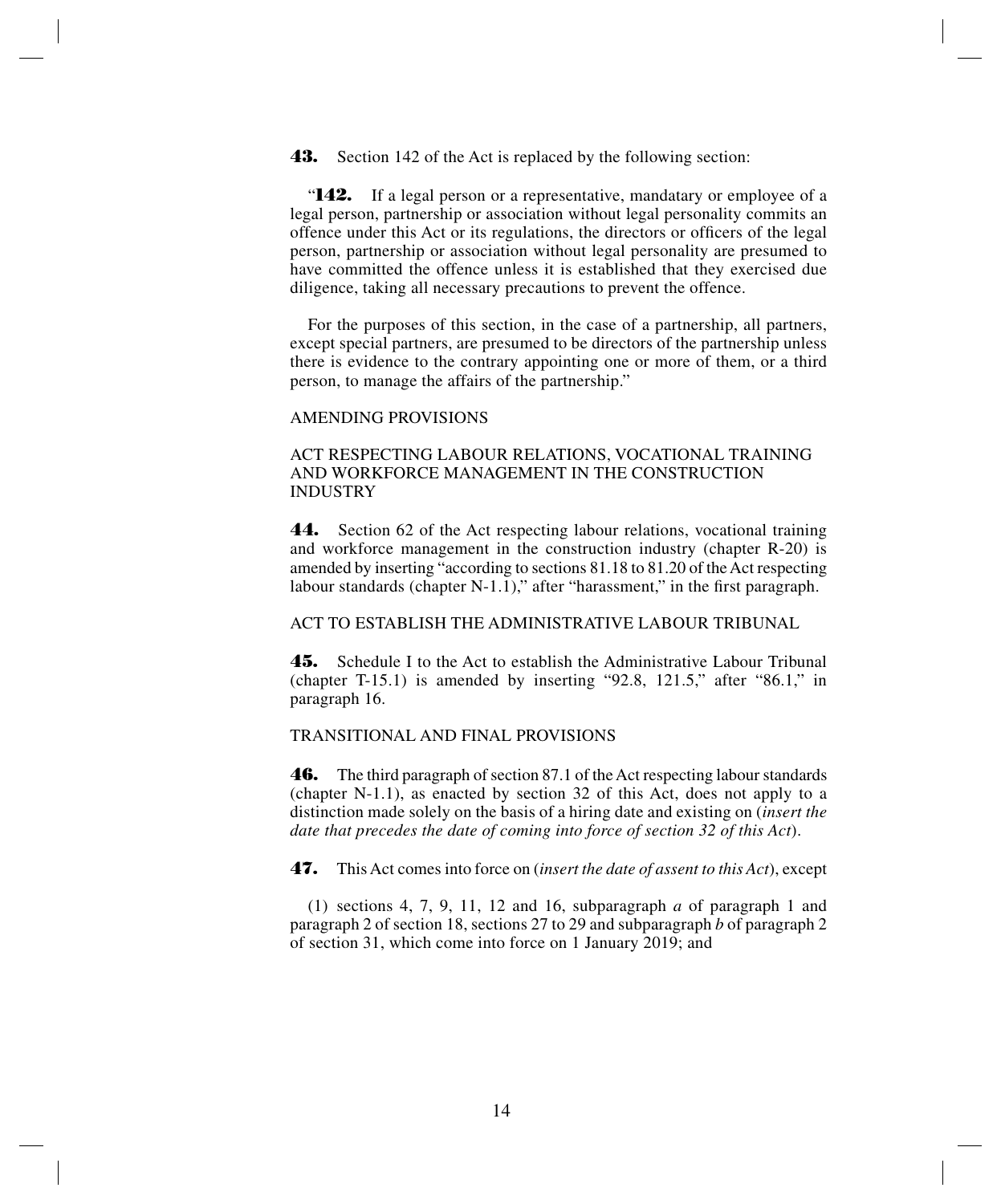**43.** Section 142 of the Act is replaced by the following section:

"**142.** If a legal person or a representative, mandatary or employee of a legal person, partnership or association without legal personality commits an offence under this Act or its regulations, the directors or officers of the legal person, partnership or association without legal personality are presumed to have committed the offence unless it is established that they exercised due diligence, taking all necessary precautions to prevent the offence.

For the purposes of this section, in the case of a partnership, all partners, except special partners, are presumed to be directors of the partnership unless there is evidence to the contrary appointing one or more of them, or a third person, to manage the affairs of the partnership."

AMENDING PROVISIONS

ACT RESPECTING LABOUR RELATIONS, VOCATIONAL TRAINING AND WORKFORCE MANAGEMENT IN THE CONSTRUCTION INDUSTRY

**44.** Section 62 of the Act respecting labour relations, vocational training and workforce management in the construction industry (chapter R-20) is amended by inserting "according to sections 81.18 to 81.20 of the Act respecting labour standards (chapter N-1.1)," after "harassment," in the first paragraph.

ACT TO ESTABLISH THE ADMINISTRATIVE LABOUR TRIBUNAL

**45.** Schedule I to the Act to establish the Administrative Labour Tribunal (chapter T-15.1) is amended by inserting "92.8, 121.5," after "86.1," in paragraph 16.

TRANSITIONAL AND FINAL PROVISIONS

**46.** The third paragraph of section 87.1 of the Act respecting labour standards (chapter N-1.1), as enacted by section 32 of this Act, does not apply to a distinction made solely on the basis of a hiring date and existing on (*insert the date that precedes the date of coming into force of section 32 of this Act*).

**47.** This Act comes into force on (*insert the date of assent to this Act*), except

(1) sections 4, 7, 9, 11, 12 and 16, subparagraph *a* of paragraph 1 and paragraph 2 of section 18, sections 27 to 29 and subparagraph *b* of paragraph 2 of section 31, which come into force on 1 January 2019; and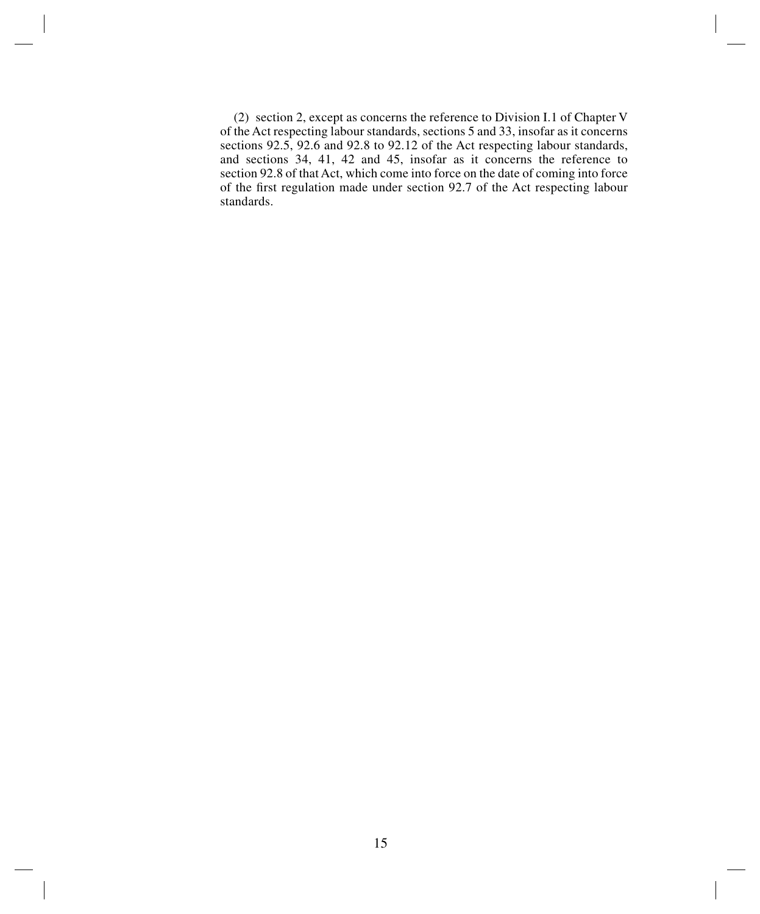(2) section 2, except as concerns the reference to Division I.1 of Chapter V of the Act respecting labour standards, sections 5 and 33, insofar as it concerns sections 92.5, 92.6 and 92.8 to 92.12 of the Act respecting labour standards, and sections 34, 41, 42 and 45, insofar as it concerns the reference to section 92.8 of that Act, which come into force on the date of coming into force of the first regulation made under section 92.7 of the Act respecting labour standards.